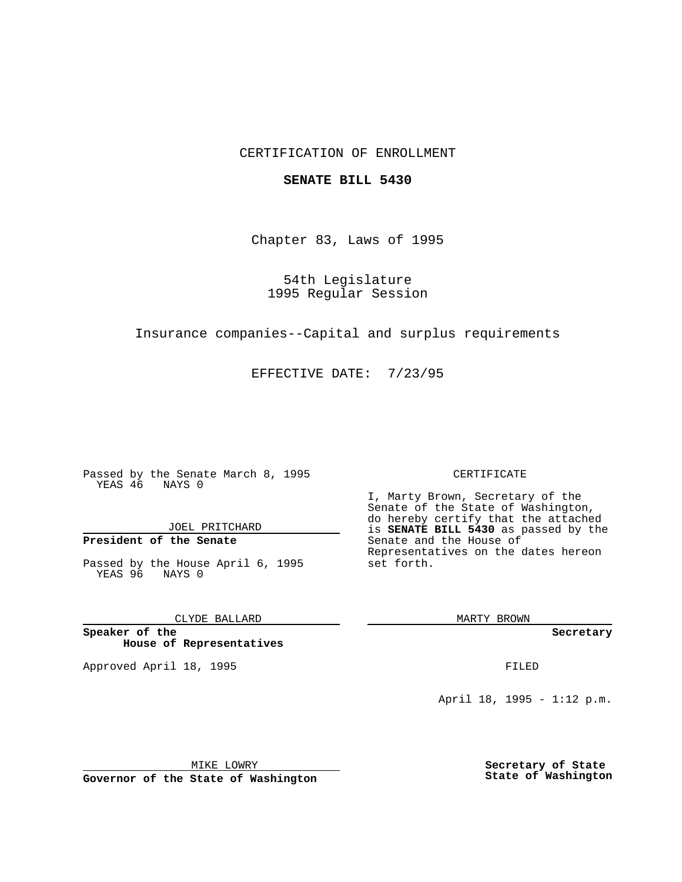CERTIFICATION OF ENROLLMENT

**SENATE BILL 5430**

Chapter 83, Laws of 1995

54th Legislature
1995 Regular Session

Insurance companies--Capital and surplus requirements

EFFECTIVE DATE: 7/23/95

Passed by the Senate March 8, 1995
YEAS 46 NAYS 0

JOEL PRITCHARD

**President of the Senate**

Passed by the House April 6, 1995
YEAS 96 NAYS 0

CLYDE BALLARD

**Speaker of the House of Representatives**

Approved April 18, 1995

MIKE LOWRY

**Governor of the State of Washington**

CERTIFICATE

I, Marty Brown, Secretary of the Senate of the State of Washington, do hereby certify that the attached is **SENATE BILL 5430** as passed by the Senate and the House of Representatives on the dates hereon set forth.

MARTY BROWN

**Secretary**

FILED

April 18, 1995 - 1:12 p.m.

**Secretary of State**
**State of Washington**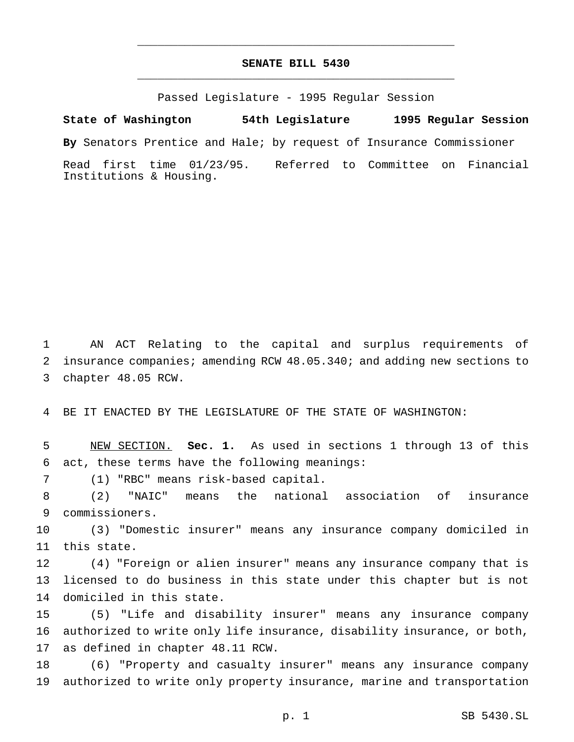# SENATE BILL 5430

Passed Legislature - 1995 Regular Session

**State of Washington 54th Legislature 1995 Regular Session**

**By** Senators Prentice and Hale; by request of Insurance Commissioner

Read first time 01/23/95. Referred to Committee on Financial Institutions & Housing.

AN ACT Relating to the capital and surplus requirements of insurance companies; amending RCW 48.05.340; and adding new sections to chapter 48.05 RCW.

BE IT ENACTED BY THE LEGISLATURE OF THE STATE OF WASHINGTON:

NEW SECTION. **Sec. 1.** As used in sections 1 through 13 of this act, these terms have the following meanings:

(1) "RBC" means risk-based capital.

(2) "NAIC" means the national association of insurance commissioners.

(3) "Domestic insurer" means any insurance company domiciled in this state.

(4) "Foreign or alien insurer" means any insurance company that is licensed to do business in this state under this chapter but is not domiciled in this state.

(5) "Life and disability insurer" means any insurance company authorized to write only life insurance, disability insurance, or both, as defined in chapter 48.11 RCW.

(6) "Property and casualty insurer" means any insurance company authorized to write only property insurance, marine and transportation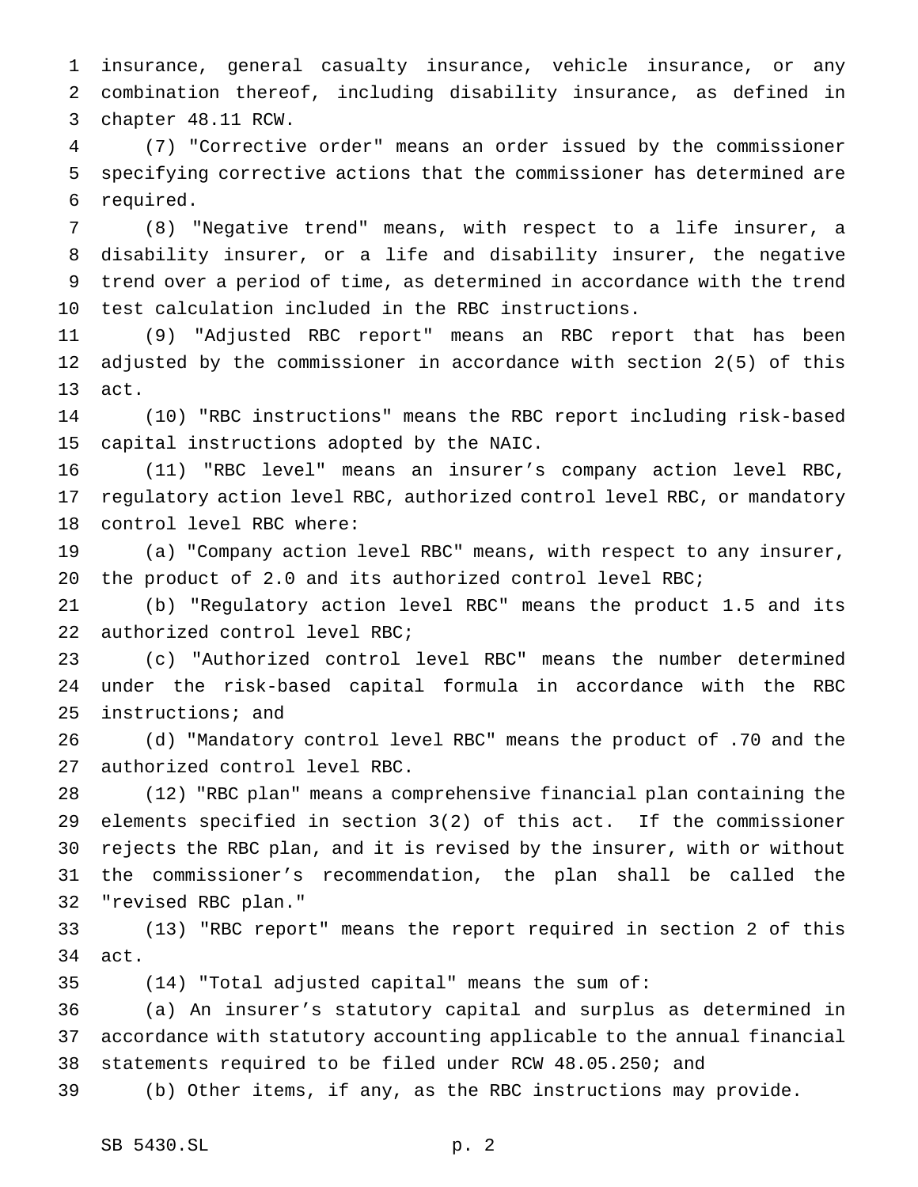insurance, general casualty insurance, vehicle insurance, or any combination thereof, including disability insurance, as defined in chapter 48.11 RCW.

(7) "Corrective order" means an order issued by the commissioner specifying corrective actions that the commissioner has determined are required.

(8) "Negative trend" means, with respect to a life insurer, a disability insurer, or a life and disability insurer, the negative trend over a period of time, as determined in accordance with the trend test calculation included in the RBC instructions.

(9) "Adjusted RBC report" means an RBC report that has been adjusted by the commissioner in accordance with section 2(5) of this act.

(10) "RBC instructions" means the RBC report including risk-based capital instructions adopted by the NAIC.

(11) "RBC level" means an insurer's company action level RBC, regulatory action level RBC, authorized control level RBC, or mandatory control level RBC where:

(a) "Company action level RBC" means, with respect to any insurer, the product of 2.0 and its authorized control level RBC;

(b) "Regulatory action level RBC" means the product 1.5 and its authorized control level RBC;

(c) "Authorized control level RBC" means the number determined under the risk-based capital formula in accordance with the RBC instructions; and

(d) "Mandatory control level RBC" means the product of .70 and the authorized control level RBC.

(12) "RBC plan" means a comprehensive financial plan containing the elements specified in section 3(2) of this act. If the commissioner rejects the RBC plan, and it is revised by the insurer, with or without the commissioner's recommendation, the plan shall be called the "revised RBC plan."

(13) "RBC report" means the report required in section 2 of this act.

(14) "Total adjusted capital" means the sum of:

(a) An insurer's statutory capital and surplus as determined in accordance with statutory accounting applicable to the annual financial statements required to be filed under RCW 48.05.250; and

(b) Other items, if any, as the RBC instructions may provide.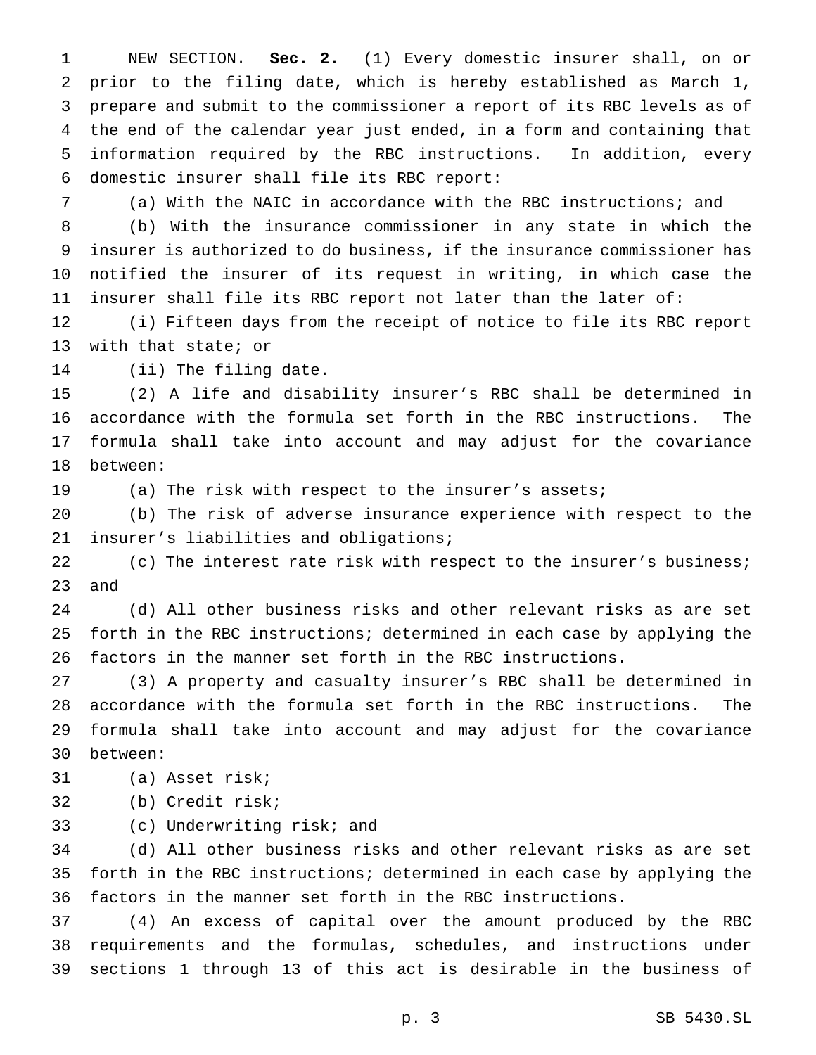NEW SECTION. **Sec. 2.** (1) Every domestic insurer shall, on or prior to the filing date, which is hereby established as March 1, prepare and submit to the commissioner a report of its RBC levels as of the end of the calendar year just ended, in a form and containing that information required by the RBC instructions. In addition, every domestic insurer shall file its RBC report:

(a) With the NAIC in accordance with the RBC instructions; and

(b) With the insurance commissioner in any state in which the insurer is authorized to do business, if the insurance commissioner has notified the insurer of its request in writing, in which case the insurer shall file its RBC report not later than the later of:

(i) Fifteen days from the receipt of notice to file its RBC report with that state; or

(ii) The filing date.

(2) A life and disability insurer's RBC shall be determined in accordance with the formula set forth in the RBC instructions. The formula shall take into account and may adjust for the covariance between:

(a) The risk with respect to the insurer's assets;

(b) The risk of adverse insurance experience with respect to the insurer's liabilities and obligations;

(c) The interest rate risk with respect to the insurer's business; and

(d) All other business risks and other relevant risks as are set forth in the RBC instructions; determined in each case by applying the factors in the manner set forth in the RBC instructions.

(3) A property and casualty insurer's RBC shall be determined in accordance with the formula set forth in the RBC instructions. The formula shall take into account and may adjust for the covariance between:

(a) Asset risk;

(b) Credit risk;

(c) Underwriting risk; and

(d) All other business risks and other relevant risks as are set forth in the RBC instructions; determined in each case by applying the factors in the manner set forth in the RBC instructions.

(4) An excess of capital over the amount produced by the RBC requirements and the formulas, schedules, and instructions under sections 1 through 13 of this act is desirable in the business of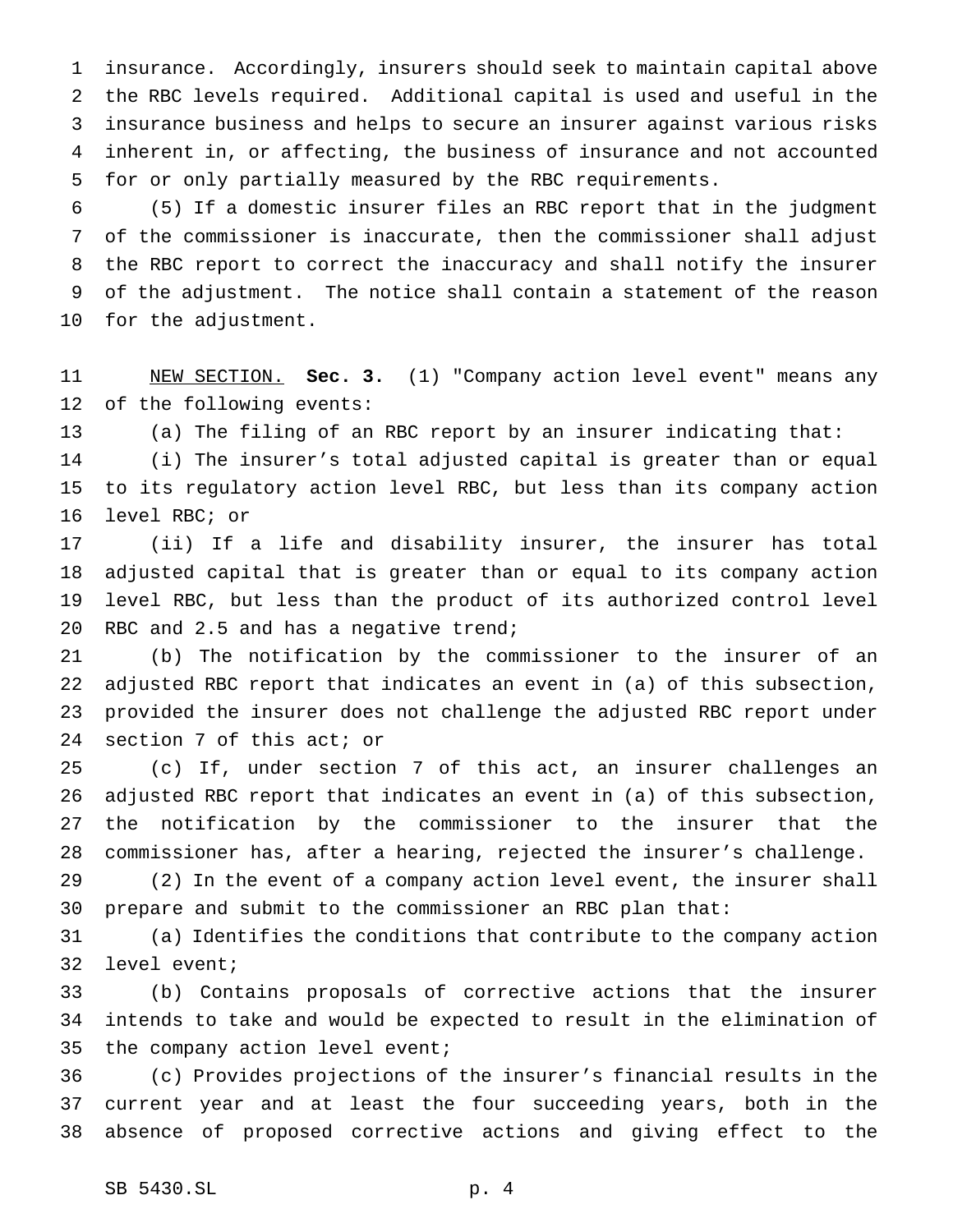insurance. Accordingly, insurers should seek to maintain capital above the RBC levels required. Additional capital is used and useful in the insurance business and helps to secure an insurer against various risks inherent in, or affecting, the business of insurance and not accounted for or only partially measured by the RBC requirements.

(5) If a domestic insurer files an RBC report that in the judgment of the commissioner is inaccurate, then the commissioner shall adjust the RBC report to correct the inaccuracy and shall notify the insurer of the adjustment. The notice shall contain a statement of the reason for the adjustment.

NEW SECTION. **Sec. 3.** (1) "Company action level event" means any of the following events:

(a) The filing of an RBC report by an insurer indicating that:

(i) The insurer's total adjusted capital is greater than or equal to its regulatory action level RBC, but less than its company action level RBC; or

(ii) If a life and disability insurer, the insurer has total adjusted capital that is greater than or equal to its company action level RBC, but less than the product of its authorized control level RBC and 2.5 and has a negative trend;

(b) The notification by the commissioner to the insurer of an adjusted RBC report that indicates an event in (a) of this subsection, provided the insurer does not challenge the adjusted RBC report under section 7 of this act; or

(c) If, under section 7 of this act, an insurer challenges an adjusted RBC report that indicates an event in (a) of this subsection, the notification by the commissioner to the insurer that the commissioner has, after a hearing, rejected the insurer's challenge.

(2) In the event of a company action level event, the insurer shall prepare and submit to the commissioner an RBC plan that:

(a) Identifies the conditions that contribute to the company action level event;

(b) Contains proposals of corrective actions that the insurer intends to take and would be expected to result in the elimination of the company action level event;

(c) Provides projections of the insurer's financial results in the current year and at least the four succeeding years, both in the absence of proposed corrective actions and giving effect to the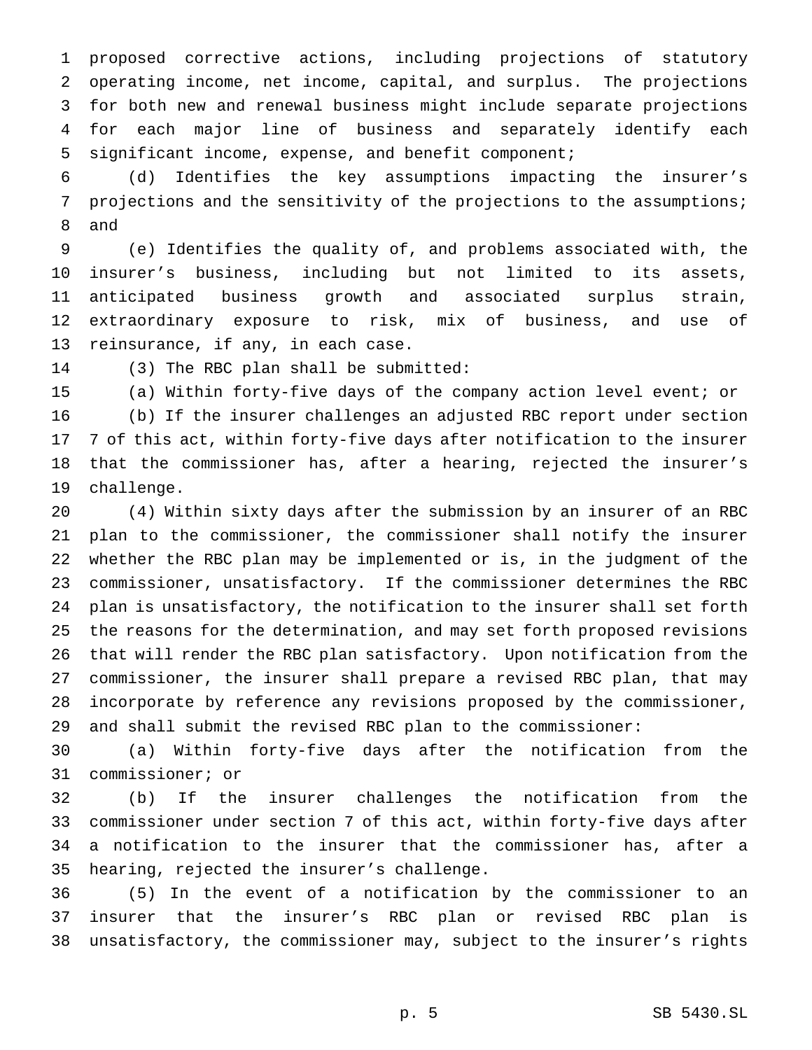proposed corrective actions, including projections of statutory operating income, net income, capital, and surplus. The projections for both new and renewal business might include separate projections for each major line of business and separately identify each significant income, expense, and benefit component;

(d) Identifies the key assumptions impacting the insurer's projections and the sensitivity of the projections to the assumptions; and

(e) Identifies the quality of, and problems associated with, the insurer's business, including but not limited to its assets, anticipated business growth and associated surplus strain, extraordinary exposure to risk, mix of business, and use of reinsurance, if any, in each case.

(3) The RBC plan shall be submitted:

(a) Within forty-five days of the company action level event; or

(b) If the insurer challenges an adjusted RBC report under section 7 of this act, within forty-five days after notification to the insurer that the commissioner has, after a hearing, rejected the insurer's challenge.

(4) Within sixty days after the submission by an insurer of an RBC plan to the commissioner, the commissioner shall notify the insurer whether the RBC plan may be implemented or is, in the judgment of the commissioner, unsatisfactory. If the commissioner determines the RBC plan is unsatisfactory, the notification to the insurer shall set forth the reasons for the determination, and may set forth proposed revisions that will render the RBC plan satisfactory. Upon notification from the commissioner, the insurer shall prepare a revised RBC plan, that may incorporate by reference any revisions proposed by the commissioner, and shall submit the revised RBC plan to the commissioner:

(a) Within forty-five days after the notification from the commissioner; or

(b) If the insurer challenges the notification from the commissioner under section 7 of this act, within forty-five days after a notification to the insurer that the commissioner has, after a hearing, rejected the insurer's challenge.

(5) In the event of a notification by the commissioner to an insurer that the insurer's RBC plan or revised RBC plan is unsatisfactory, the commissioner may, subject to the insurer's rights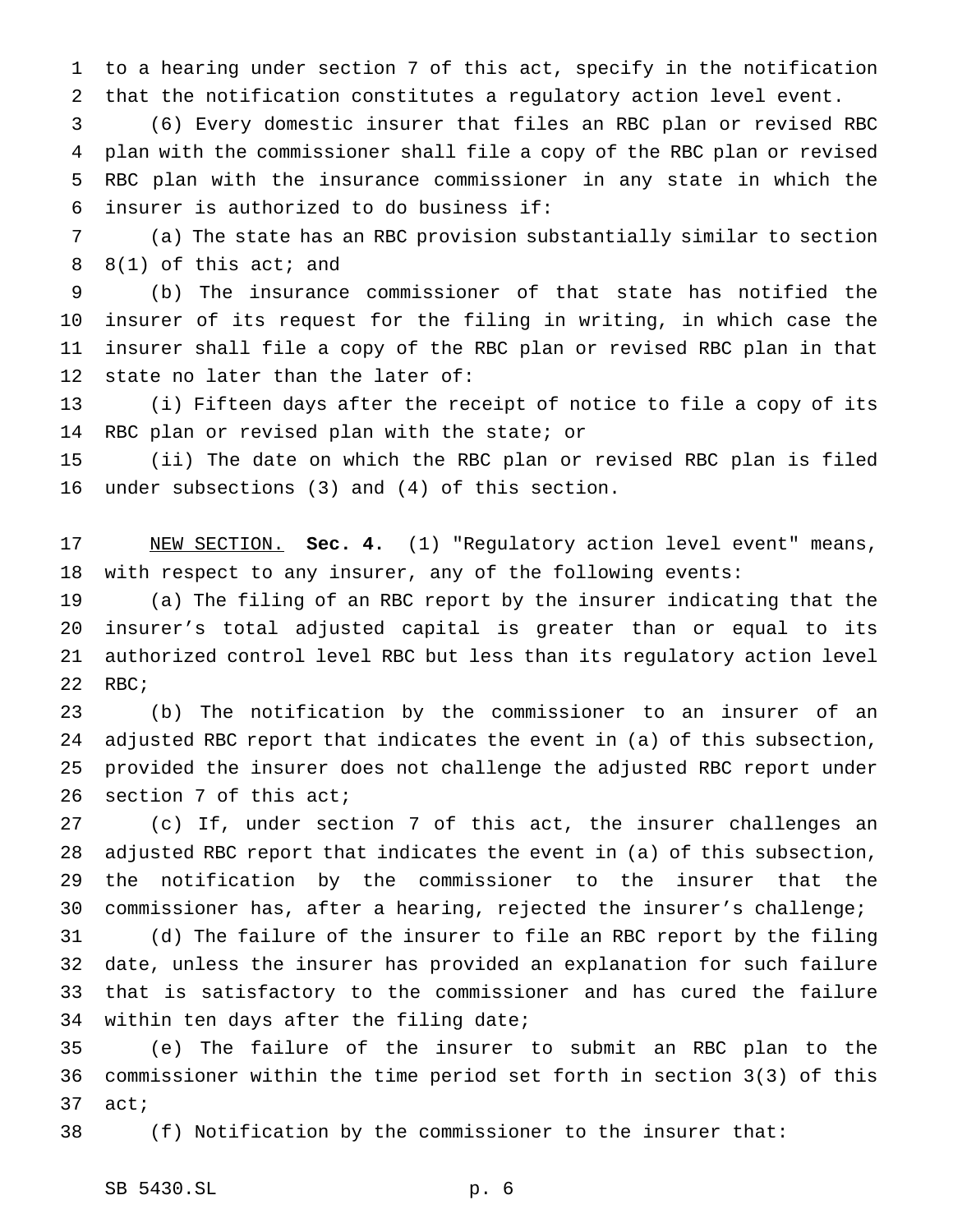to a hearing under section 7 of this act, specify in the notification that the notification constitutes a regulatory action level event.

(6) Every domestic insurer that files an RBC plan or revised RBC plan with the commissioner shall file a copy of the RBC plan or revised RBC plan with the insurance commissioner in any state in which the insurer is authorized to do business if:

(a) The state has an RBC provision substantially similar to section 8(1) of this act; and

(b) The insurance commissioner of that state has notified the insurer of its request for the filing in writing, in which case the insurer shall file a copy of the RBC plan or revised RBC plan in that state no later than the later of:

(i) Fifteen days after the receipt of notice to file a copy of its RBC plan or revised plan with the state; or

(ii) The date on which the RBC plan or revised RBC plan is filed under subsections (3) and (4) of this section.

NEW SECTION. **Sec. 4.** (1) "Regulatory action level event" means, with respect to any insurer, any of the following events:

(a) The filing of an RBC report by the insurer indicating that the insurer's total adjusted capital is greater than or equal to its authorized control level RBC but less than its regulatory action level RBC;

(b) The notification by the commissioner to an insurer of an adjusted RBC report that indicates the event in (a) of this subsection, provided the insurer does not challenge the adjusted RBC report under section 7 of this act;

(c) If, under section 7 of this act, the insurer challenges an adjusted RBC report that indicates the event in (a) of this subsection, the notification by the commissioner to the insurer that the commissioner has, after a hearing, rejected the insurer's challenge;

(d) The failure of the insurer to file an RBC report by the filing date, unless the insurer has provided an explanation for such failure that is satisfactory to the commissioner and has cured the failure within ten days after the filing date;

(e) The failure of the insurer to submit an RBC plan to the commissioner within the time period set forth in section 3(3) of this act;

(f) Notification by the commissioner to the insurer that: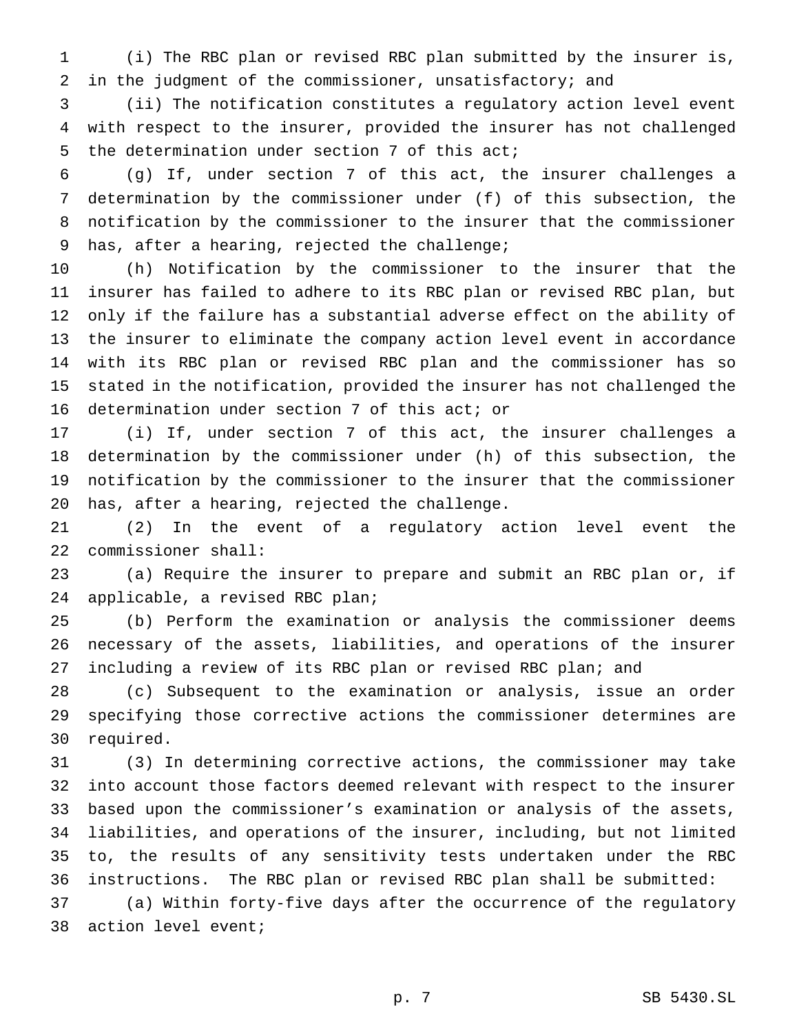(i) The RBC plan or revised RBC plan submitted by the insurer is, in the judgment of the commissioner, unsatisfactory; and

(ii) The notification constitutes a regulatory action level event with respect to the insurer, provided the insurer has not challenged the determination under section 7 of this act;

(g) If, under section 7 of this act, the insurer challenges a determination by the commissioner under (f) of this subsection, the notification by the commissioner to the insurer that the commissioner has, after a hearing, rejected the challenge;

(h) Notification by the commissioner to the insurer that the insurer has failed to adhere to its RBC plan or revised RBC plan, but only if the failure has a substantial adverse effect on the ability of the insurer to eliminate the company action level event in accordance with its RBC plan or revised RBC plan and the commissioner has so stated in the notification, provided the insurer has not challenged the determination under section 7 of this act; or

(i) If, under section 7 of this act, the insurer challenges a determination by the commissioner under (h) of this subsection, the notification by the commissioner to the insurer that the commissioner has, after a hearing, rejected the challenge.

(2) In the event of a regulatory action level event the commissioner shall:

(a) Require the insurer to prepare and submit an RBC plan or, if applicable, a revised RBC plan;

(b) Perform the examination or analysis the commissioner deems necessary of the assets, liabilities, and operations of the insurer including a review of its RBC plan or revised RBC plan; and

(c) Subsequent to the examination or analysis, issue an order specifying those corrective actions the commissioner determines are required.

(3) In determining corrective actions, the commissioner may take into account those factors deemed relevant with respect to the insurer based upon the commissioner's examination or analysis of the assets, liabilities, and operations of the insurer, including, but not limited to, the results of any sensitivity tests undertaken under the RBC instructions. The RBC plan or revised RBC plan shall be submitted:

(a) Within forty-five days after the occurrence of the regulatory action level event;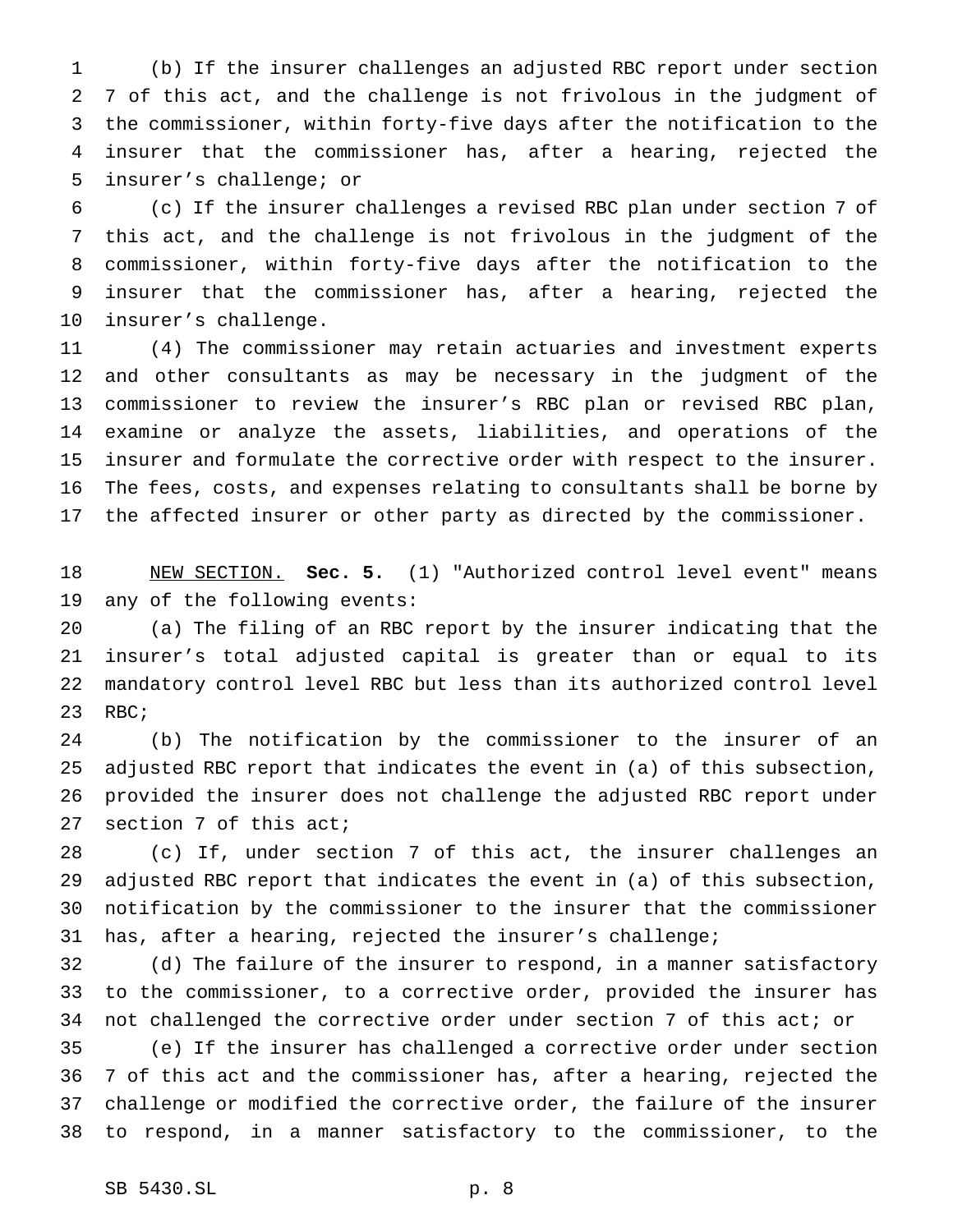(b) If the insurer challenges an adjusted RBC report under section 7 of this act, and the challenge is not frivolous in the judgment of the commissioner, within forty-five days after the notification to the insurer that the commissioner has, after a hearing, rejected the insurer's challenge; or

(c) If the insurer challenges a revised RBC plan under section 7 of this act, and the challenge is not frivolous in the judgment of the commissioner, within forty-five days after the notification to the insurer that the commissioner has, after a hearing, rejected the insurer's challenge.

(4) The commissioner may retain actuaries and investment experts and other consultants as may be necessary in the judgment of the commissioner to review the insurer's RBC plan or revised RBC plan, examine or analyze the assets, liabilities, and operations of the insurer and formulate the corrective order with respect to the insurer. The fees, costs, and expenses relating to consultants shall be borne by the affected insurer or other party as directed by the commissioner.

NEW SECTION. **Sec. 5.** (1) "Authorized control level event" means any of the following events:

(a) The filing of an RBC report by the insurer indicating that the insurer's total adjusted capital is greater than or equal to its mandatory control level RBC but less than its authorized control level RBC;

(b) The notification by the commissioner to the insurer of an adjusted RBC report that indicates the event in (a) of this subsection, provided the insurer does not challenge the adjusted RBC report under section 7 of this act;

(c) If, under section 7 of this act, the insurer challenges an adjusted RBC report that indicates the event in (a) of this subsection, notification by the commissioner to the insurer that the commissioner has, after a hearing, rejected the insurer's challenge;

(d) The failure of the insurer to respond, in a manner satisfactory to the commissioner, to a corrective order, provided the insurer has not challenged the corrective order under section 7 of this act; or

(e) If the insurer has challenged a corrective order under section 7 of this act and the commissioner has, after a hearing, rejected the challenge or modified the corrective order, the failure of the insurer to respond, in a manner satisfactory to the commissioner, to the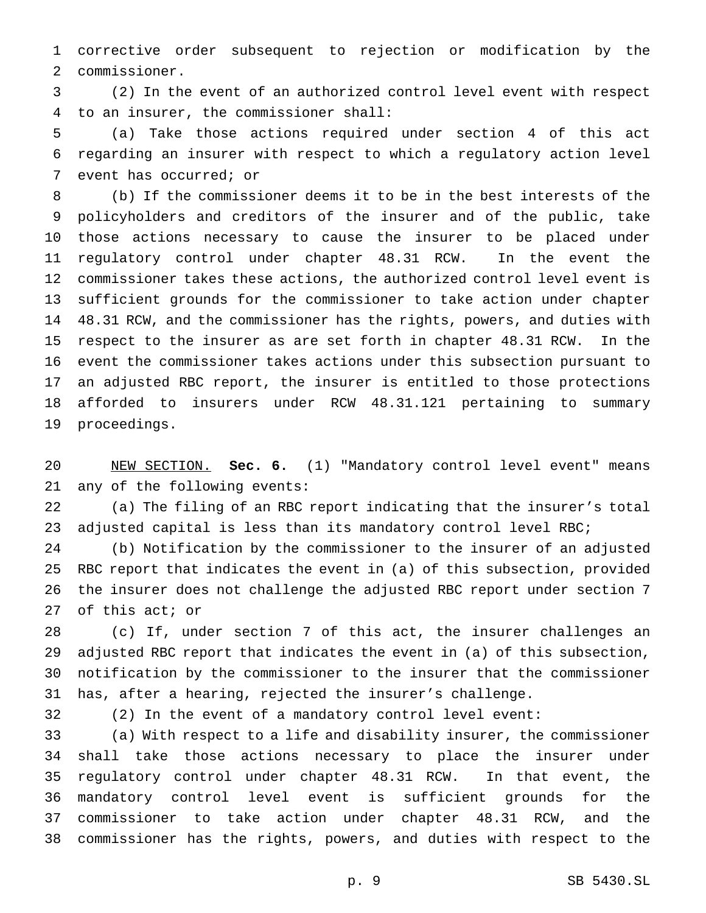corrective order subsequent to rejection or modification by the commissioner.

(2) In the event of an authorized control level event with respect to an insurer, the commissioner shall:

(a) Take those actions required under section 4 of this act regarding an insurer with respect to which a regulatory action level event has occurred; or

(b) If the commissioner deems it to be in the best interests of the policyholders and creditors of the insurer and of the public, take those actions necessary to cause the insurer to be placed under regulatory control under chapter 48.31 RCW. In the event the commissioner takes these actions, the authorized control level event is sufficient grounds for the commissioner to take action under chapter 48.31 RCW, and the commissioner has the rights, powers, and duties with respect to the insurer as are set forth in chapter 48.31 RCW. In the event the commissioner takes actions under this subsection pursuant to an adjusted RBC report, the insurer is entitled to those protections afforded to insurers under RCW 48.31.121 pertaining to summary proceedings.

NEW SECTION. **Sec. 6.** (1) "Mandatory control level event" means any of the following events:

(a) The filing of an RBC report indicating that the insurer's total adjusted capital is less than its mandatory control level RBC;

(b) Notification by the commissioner to the insurer of an adjusted RBC report that indicates the event in (a) of this subsection, provided the insurer does not challenge the adjusted RBC report under section 7 of this act; or

(c) If, under section 7 of this act, the insurer challenges an adjusted RBC report that indicates the event in (a) of this subsection, notification by the commissioner to the insurer that the commissioner has, after a hearing, rejected the insurer's challenge.

(2) In the event of a mandatory control level event:

(a) With respect to a life and disability insurer, the commissioner shall take those actions necessary to place the insurer under regulatory control under chapter 48.31 RCW. In that event, the mandatory control level event is sufficient grounds for the commissioner to take action under chapter 48.31 RCW, and the commissioner has the rights, powers, and duties with respect to the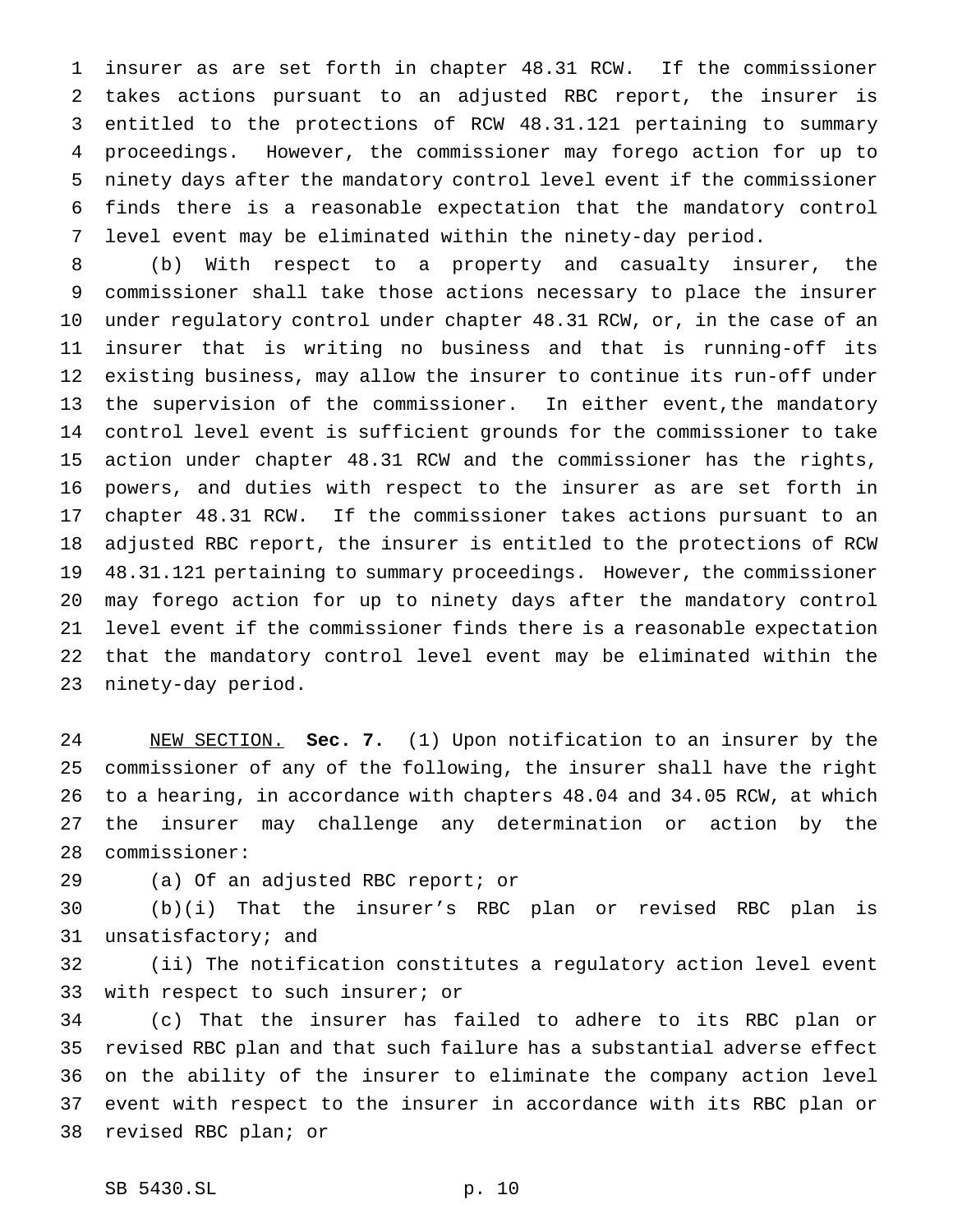insurer as are set forth in chapter 48.31 RCW. If the commissioner takes actions pursuant to an adjusted RBC report, the insurer is entitled to the protections of RCW 48.31.121 pertaining to summary proceedings. However, the commissioner may forego action for up to ninety days after the mandatory control level event if the commissioner finds there is a reasonable expectation that the mandatory control level event may be eliminated within the ninety-day period.

(b) With respect to a property and casualty insurer, the commissioner shall take those actions necessary to place the insurer under regulatory control under chapter 48.31 RCW, or, in the case of an insurer that is writing no business and that is running-off its existing business, may allow the insurer to continue its run-off under the supervision of the commissioner. In either event,the mandatory control level event is sufficient grounds for the commissioner to take action under chapter 48.31 RCW and the commissioner has the rights, powers, and duties with respect to the insurer as are set forth in chapter 48.31 RCW. If the commissioner takes actions pursuant to an adjusted RBC report, the insurer is entitled to the protections of RCW 48.31.121 pertaining to summary proceedings. However, the commissioner may forego action for up to ninety days after the mandatory control level event if the commissioner finds there is a reasonable expectation that the mandatory control level event may be eliminated within the ninety-day period.

NEW SECTION. **Sec. 7.** (1) Upon notification to an insurer by the commissioner of any of the following, the insurer shall have the right to a hearing, in accordance with chapters 48.04 and 34.05 RCW, at which the insurer may challenge any determination or action by the commissioner:

(a) Of an adjusted RBC report; or

(b)(i) That the insurer's RBC plan or revised RBC plan is unsatisfactory; and

(ii) The notification constitutes a regulatory action level event with respect to such insurer; or

(c) That the insurer has failed to adhere to its RBC plan or revised RBC plan and that such failure has a substantial adverse effect on the ability of the insurer to eliminate the company action level event with respect to the insurer in accordance with its RBC plan or revised RBC plan; or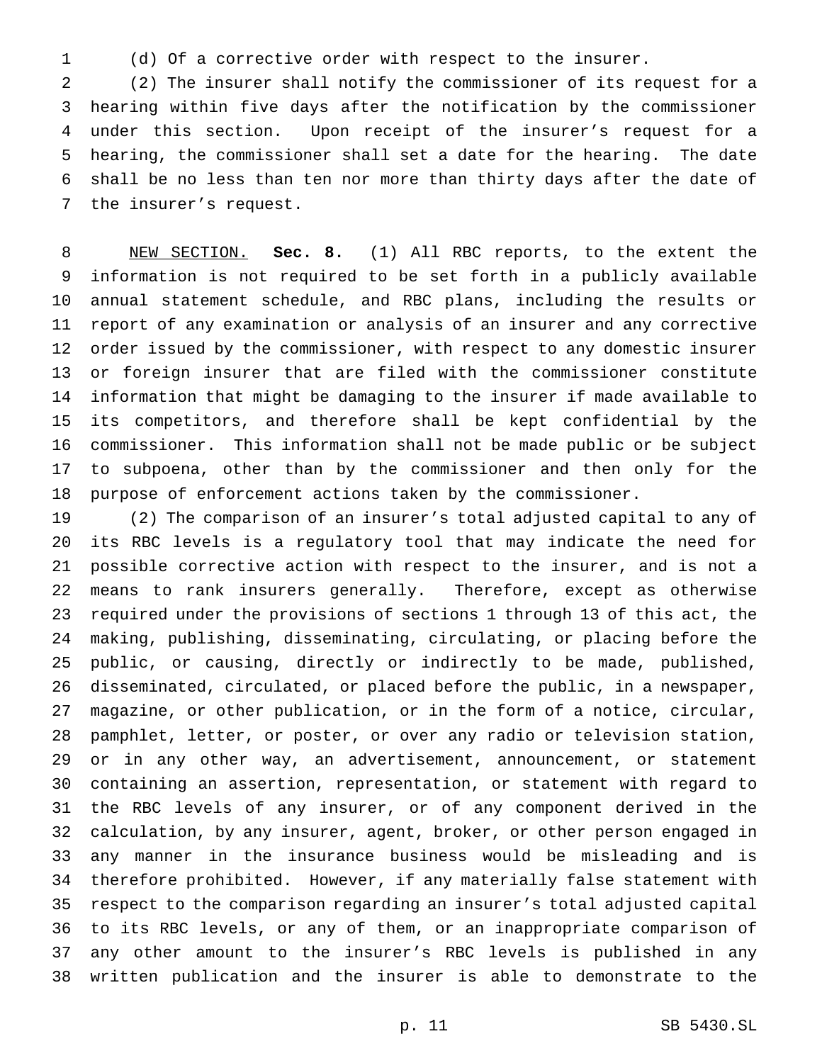(d) Of a corrective order with respect to the insurer.

(2) The insurer shall notify the commissioner of its request for a hearing within five days after the notification by the commissioner under this section. Upon receipt of the insurer's request for a hearing, the commissioner shall set a date for the hearing. The date shall be no less than ten nor more than thirty days after the date of the insurer's request.

NEW SECTION. **Sec. 8.** (1) All RBC reports, to the extent the information is not required to be set forth in a publicly available annual statement schedule, and RBC plans, including the results or report of any examination or analysis of an insurer and any corrective order issued by the commissioner, with respect to any domestic insurer or foreign insurer that are filed with the commissioner constitute information that might be damaging to the insurer if made available to its competitors, and therefore shall be kept confidential by the commissioner. This information shall not be made public or be subject to subpoena, other than by the commissioner and then only for the purpose of enforcement actions taken by the commissioner.

(2) The comparison of an insurer's total adjusted capital to any of its RBC levels is a regulatory tool that may indicate the need for possible corrective action with respect to the insurer, and is not a means to rank insurers generally. Therefore, except as otherwise required under the provisions of sections 1 through 13 of this act, the making, publishing, disseminating, circulating, or placing before the public, or causing, directly or indirectly to be made, published, disseminated, circulated, or placed before the public, in a newspaper, magazine, or other publication, or in the form of a notice, circular, pamphlet, letter, or poster, or over any radio or television station, or in any other way, an advertisement, announcement, or statement containing an assertion, representation, or statement with regard to the RBC levels of any insurer, or of any component derived in the calculation, by any insurer, agent, broker, or other person engaged in any manner in the insurance business would be misleading and is therefore prohibited. However, if any materially false statement with respect to the comparison regarding an insurer's total adjusted capital to its RBC levels, or any of them, or an inappropriate comparison of any other amount to the insurer's RBC levels is published in any written publication and the insurer is able to demonstrate to the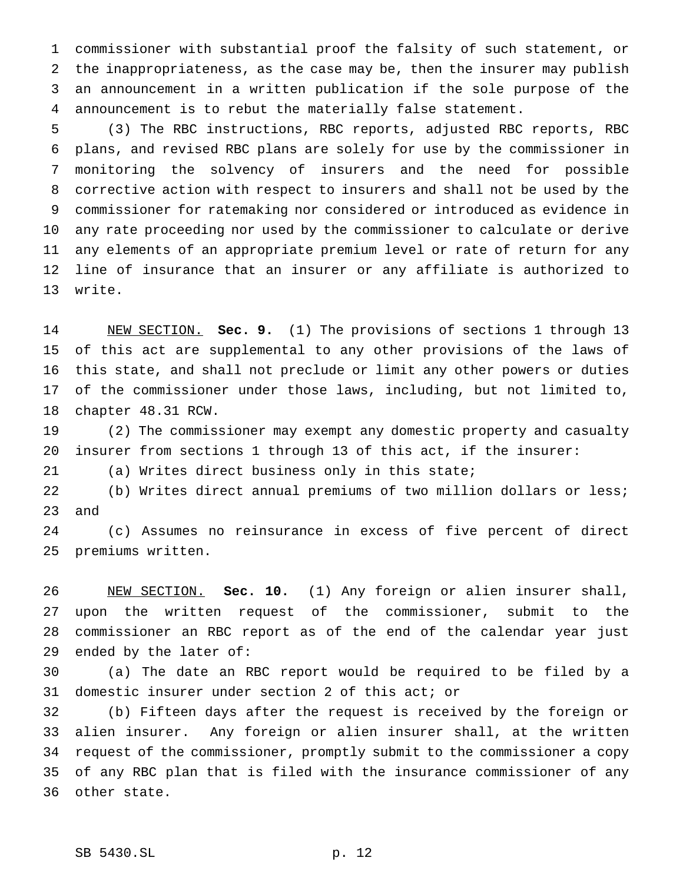commissioner with substantial proof the falsity of such statement, or the inappropriateness, as the case may be, then the insurer may publish an announcement in a written publication if the sole purpose of the announcement is to rebut the materially false statement.

(3) The RBC instructions, RBC reports, adjusted RBC reports, RBC plans, and revised RBC plans are solely for use by the commissioner in monitoring the solvency of insurers and the need for possible corrective action with respect to insurers and shall not be used by the commissioner for ratemaking nor considered or introduced as evidence in any rate proceeding nor used by the commissioner to calculate or derive any elements of an appropriate premium level or rate of return for any line of insurance that an insurer or any affiliate is authorized to write.

NEW SECTION. **Sec. 9.** (1) The provisions of sections 1 through 13 of this act are supplemental to any other provisions of the laws of this state, and shall not preclude or limit any other powers or duties of the commissioner under those laws, including, but not limited to, chapter 48.31 RCW.

(2) The commissioner may exempt any domestic property and casualty insurer from sections 1 through 13 of this act, if the insurer:

(a) Writes direct business only in this state;

(b) Writes direct annual premiums of two million dollars or less; and

(c) Assumes no reinsurance in excess of five percent of direct premiums written.

NEW SECTION. **Sec. 10.** (1) Any foreign or alien insurer shall, upon the written request of the commissioner, submit to the commissioner an RBC report as of the end of the calendar year just ended by the later of:

(a) The date an RBC report would be required to be filed by a domestic insurer under section 2 of this act; or

(b) Fifteen days after the request is received by the foreign or alien insurer. Any foreign or alien insurer shall, at the written request of the commissioner, promptly submit to the commissioner a copy of any RBC plan that is filed with the insurance commissioner of any other state.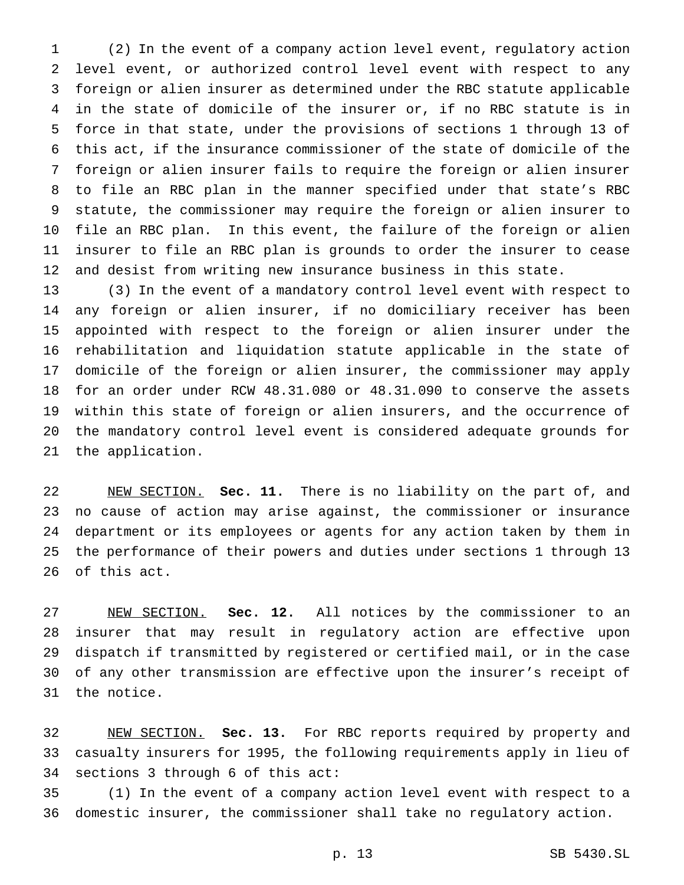(2) In the event of a company action level event, regulatory action level event, or authorized control level event with respect to any foreign or alien insurer as determined under the RBC statute applicable in the state of domicile of the insurer or, if no RBC statute is in force in that state, under the provisions of sections 1 through 13 of this act, if the insurance commissioner of the state of domicile of the foreign or alien insurer fails to require the foreign or alien insurer to file an RBC plan in the manner specified under that state's RBC statute, the commissioner may require the foreign or alien insurer to file an RBC plan. In this event, the failure of the foreign or alien insurer to file an RBC plan is grounds to order the insurer to cease and desist from writing new insurance business in this state.

(3) In the event of a mandatory control level event with respect to any foreign or alien insurer, if no domiciliary receiver has been appointed with respect to the foreign or alien insurer under the rehabilitation and liquidation statute applicable in the state of domicile of the foreign or alien insurer, the commissioner may apply for an order under RCW 48.31.080 or 48.31.090 to conserve the assets within this state of foreign or alien insurers, and the occurrence of the mandatory control level event is considered adequate grounds for the application.

NEW SECTION. **Sec. 11.** There is no liability on the part of, and no cause of action may arise against, the commissioner or insurance department or its employees or agents for any action taken by them in the performance of their powers and duties under sections 1 through 13 of this act.

NEW SECTION. **Sec. 12.** All notices by the commissioner to an insurer that may result in regulatory action are effective upon dispatch if transmitted by registered or certified mail, or in the case of any other transmission are effective upon the insurer's receipt of the notice.

NEW SECTION. **Sec. 13.** For RBC reports required by property and casualty insurers for 1995, the following requirements apply in lieu of sections 3 through 6 of this act:

(1) In the event of a company action level event with respect to a domestic insurer, the commissioner shall take no regulatory action.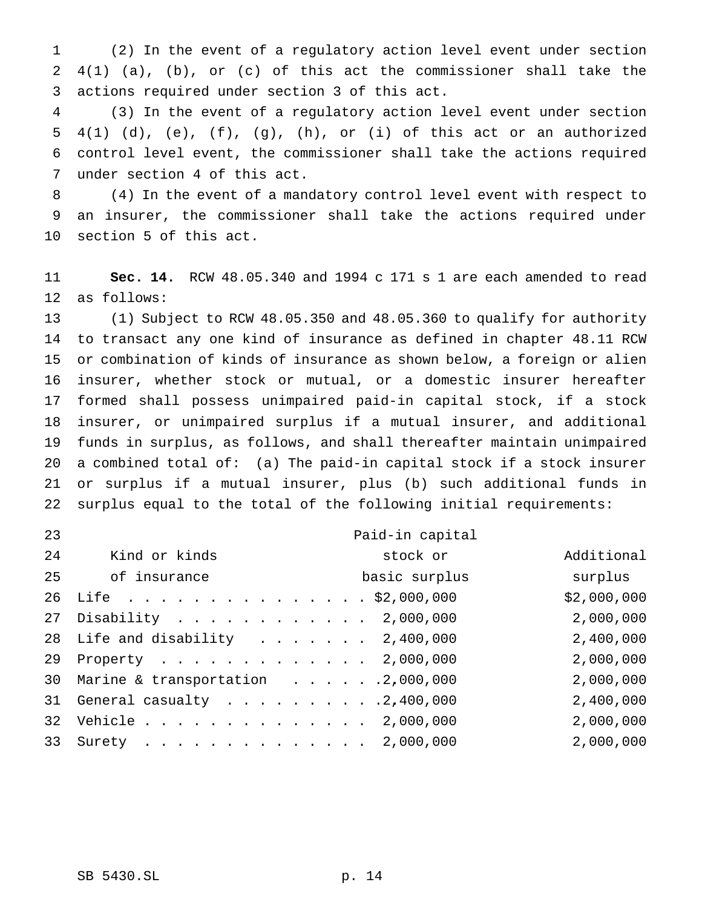(2) In the event of a regulatory action level event under section 4(1) (a), (b), or (c) of this act the commissioner shall take the actions required under section 3 of this act.

(3) In the event of a regulatory action level event under section 4(1) (d), (e), (f), (g), (h), or (i) of this act or an authorized control level event, the commissioner shall take the actions required under section 4 of this act.

(4) In the event of a mandatory control level event with respect to an insurer, the commissioner shall take the actions required under section 5 of this act.

**Sec. 14.** RCW 48.05.340 and 1994 c 171 s 1 are each amended to read as follows:

(1) Subject to RCW 48.05.350 and 48.05.360 to qualify for authority to transact any one kind of insurance as defined in chapter 48.11 RCW or combination of kinds of insurance as shown below, a foreign or alien insurer, whether stock or mutual, or a domestic insurer hereafter formed shall possess unimpaired paid-in capital stock, if a stock insurer, or unimpaired surplus if a mutual insurer, and additional funds in surplus, as follows, and shall thereafter maintain unimpaired a combined total of: (a) The paid-in capital stock if a stock insurer or surplus if a mutual insurer, plus (b) such additional funds in surplus equal to the total of the following initial requirements:

| Kind or kinds of insurance | Paid-in capital stock or basic surplus | Additional surplus |
|---|---|---|
| Life | $2,000,000 | $2,000,000 |
| Disability | 2,000,000 | 2,000,000 |
| Life and disability | 2,400,000 | 2,400,000 |
| Property | 2,000,000 | 2,000,000 |
| Marine & transportation | 2,000,000 | 2,000,000 |
| General casualty | 2,400,000 | 2,400,000 |
| Vehicle | 2,000,000 | 2,000,000 |
| Surety | 2,000,000 | 2,000,000 |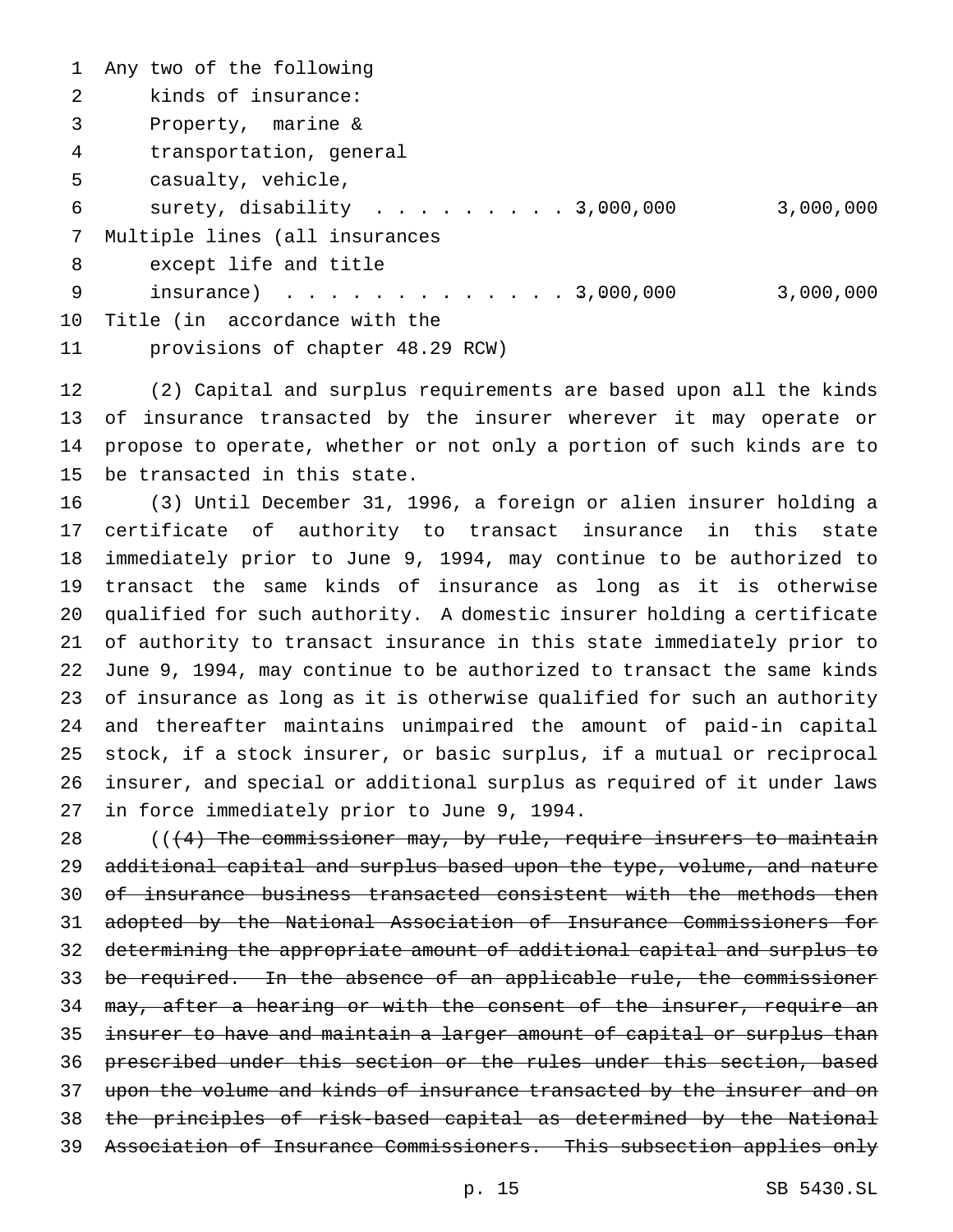| | | |
|---|---|---|
| Any two of the following kinds of insurance: Property, marine & transportation, general casualty, vehicle, surety, disability | 3,000,000 | 3,000,000 |
| Multiple lines (all insurances except life and title insurance) | 3,000,000 | 3,000,000 |
| Title (in accordance with the provisions of chapter 48.29 RCW) | | |

(2) Capital and surplus requirements are based upon all the kinds of insurance transacted by the insurer wherever it may operate or propose to operate, whether or not only a portion of such kinds are to be transacted in this state.

(3) Until December 31, 1996, a foreign or alien insurer holding a certificate of authority to transact insurance in this state immediately prior to June 9, 1994, may continue to be authorized to transact the same kinds of insurance as long as it is otherwise qualified for such authority. A domestic insurer holding a certificate of authority to transact insurance in this state immediately prior to June 9, 1994, may continue to be authorized to transact the same kinds of insurance as long as it is otherwise qualified for such an authority and thereafter maintains unimpaired the amount of paid-in capital stock, if a stock insurer, or basic surplus, if a mutual or reciprocal insurer, and special or additional surplus as required of it under laws in force immediately prior to June 9, 1994.

((~~(4) The commissioner may, by rule, require insurers to maintain additional capital and surplus based upon the type, volume, and nature of insurance business transacted consistent with the methods then adopted by the National Association of Insurance Commissioners for determining the appropriate amount of additional capital and surplus to be required. In the absence of an applicable rule, the commissioner may, after a hearing or with the consent of the insurer, require an insurer to have and maintain a larger amount of capital or surplus than prescribed under this section or the rules under this section, based upon the volume and kinds of insurance transacted by the insurer and on the principles of risk-based capital as determined by the National Association of Insurance Commissioners. This subsection applies only~~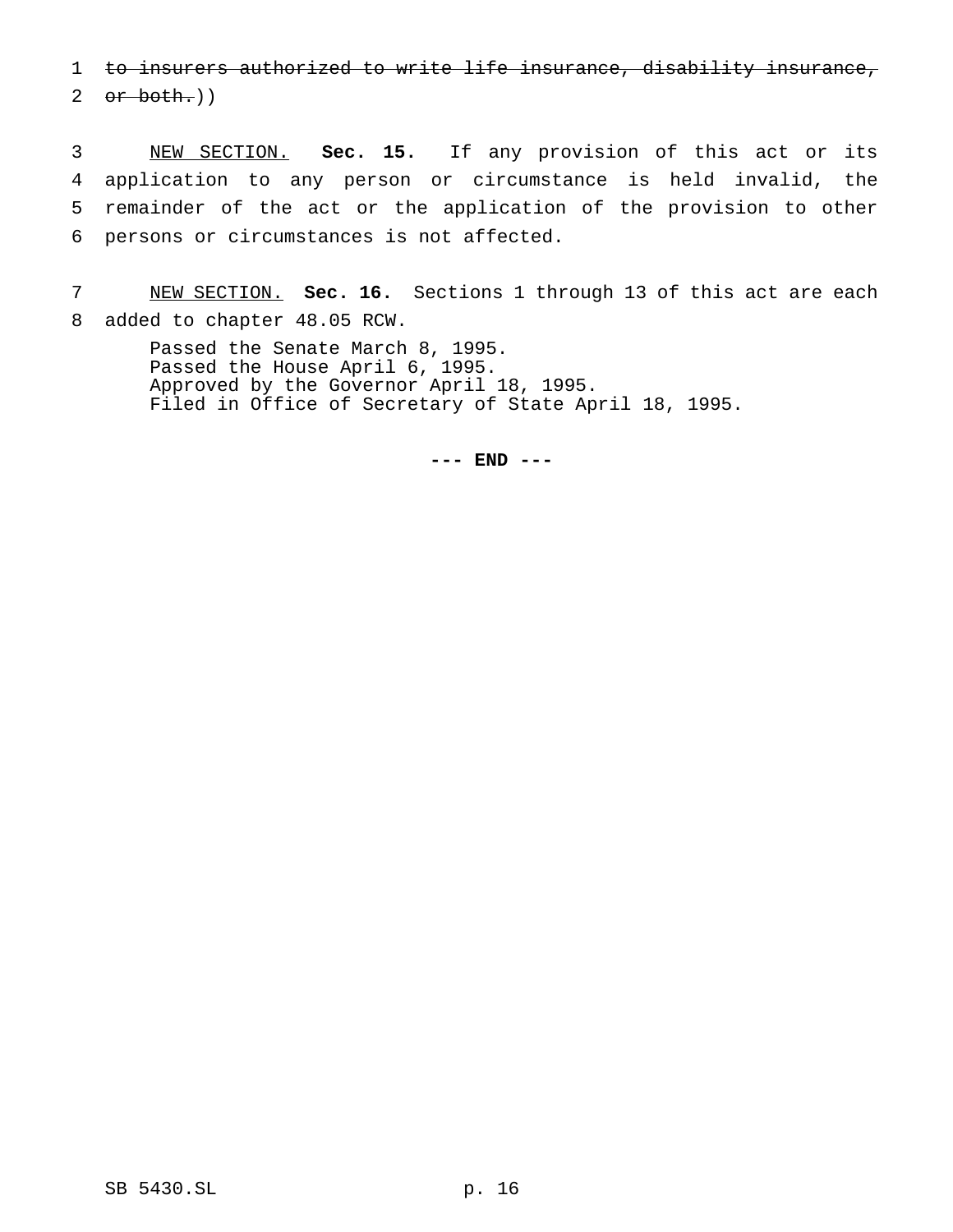~~to insurers authorized to write life insurance, disability insurance, or both.~~))

NEW SECTION. **Sec. 15.** If any provision of this act or its application to any person or circumstance is held invalid, the remainder of the act or the application of the provision to other persons or circumstances is not affected.

NEW SECTION. **Sec. 16.** Sections 1 through 13 of this act are each added to chapter 48.05 RCW.

Passed the Senate March 8, 1995.
Passed the House April 6, 1995.
Approved by the Governor April 18, 1995.
Filed in Office of Secretary of State April 18, 1995.

**--- END ---**